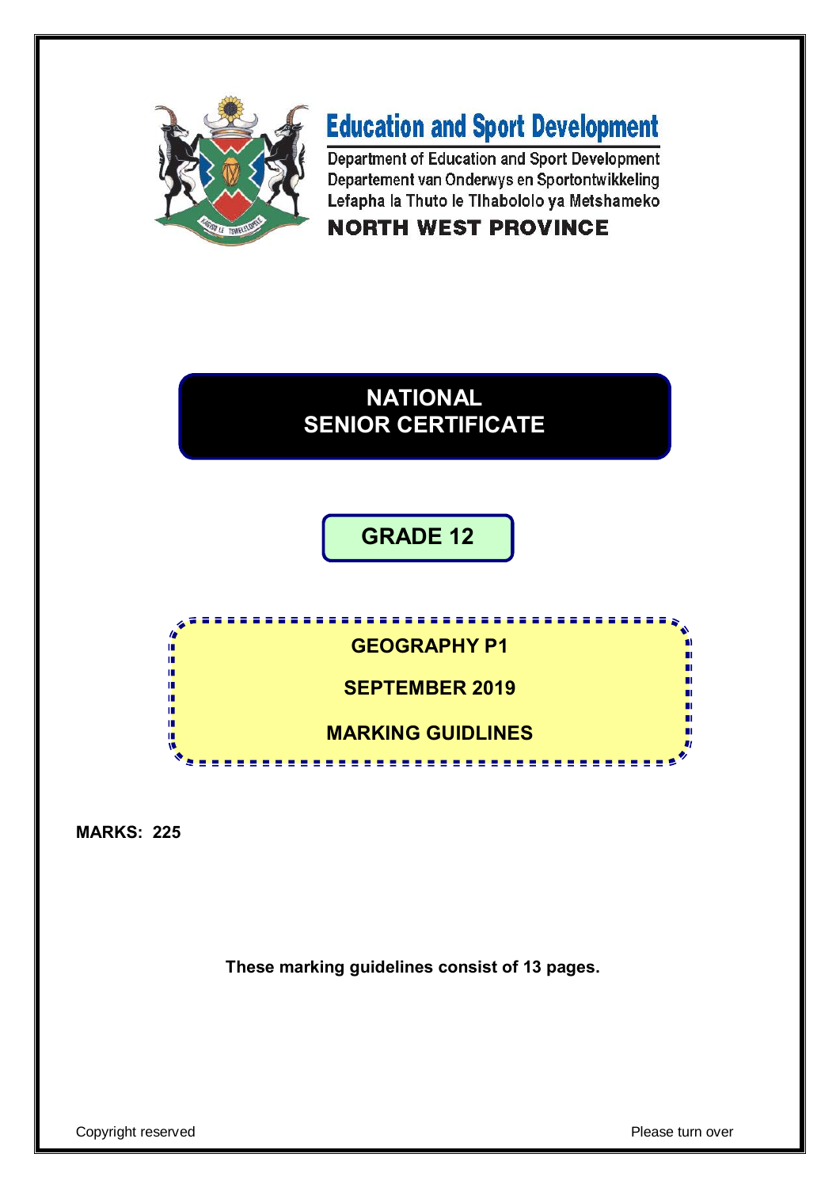# Education and Sport Development

Department of Education and Sport Development
Departement van Onderwys en Sportontwikkeling
Lefapha la Thuto le Tlhabololo ya Metshameko

**NORTH WEST PROVINCE**

## NATIONAL SENIOR CERTIFICATE

## GRADE 12

## GEOGRAPHY P1

## SEPTEMBER 2019

## MARKING GUIDLINES

**MARKS: 225**

**These marking guidelines consist of 13 pages.**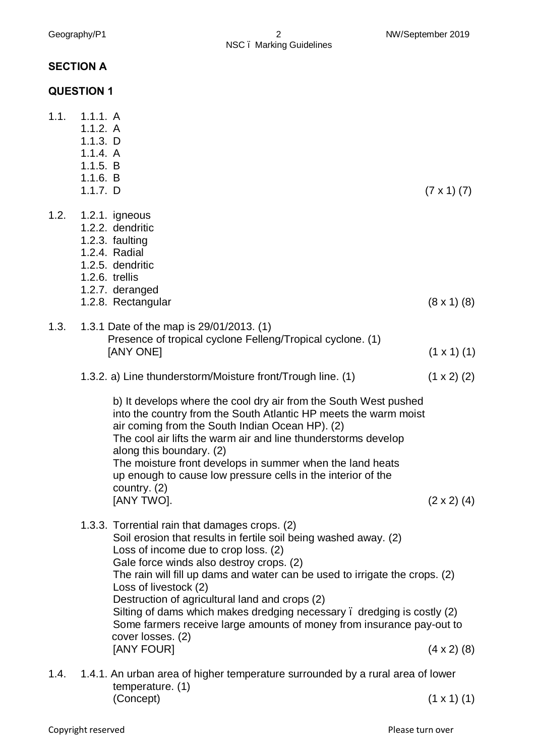## SECTION A

## QUESTION 1

1.1.
- 1.1.1. A
- 1.1.2. A
- 1.1.3. D
- 1.1.4. A
- 1.1.5. B
- 1.1.6. B
- 1.1.7. D (7 x 1) (7)

1.2.
- 1.2.1. igneous
- 1.2.2. dendritic
- 1.2.3. faulting
- 1.2.4. Radial
- 1.2.5. dendritic
- 1.2.6. trellis
- 1.2.7. deranged
- 1.2.8. Rectangular (8 x 1) (8)

1.3. 1.3.1 Date of the map is 29/01/2013. (1)
Presence of tropical cyclone Felleng/Tropical cyclone. (1)
[ANY ONE] (1 x 1) (1)

1.3.2. a) Line thunderstorm/Moisture front/Trough line. (1) (1 x 2) (2)

b) It develops where the cool dry air from the South West pushed into the country from the South Atlantic HP meets the warm moist air coming from the South Indian Ocean HP). (2)
The cool air lifts the warm air and line thunderstorms develop along this boundary. (2)
The moisture front develops in summer when the land heats up enough to cause low pressure cells in the interior of the country. (2)
[ANY TWO]. (2 x 2) (4)

1.3.3. Torrential rain that damages crops. (2)
Soil erosion that results in fertile soil being washed away. (2)
Loss of income due to crop loss. (2)
Gale force winds also destroy crops. (2)
The rain will fill up dams and water can be used to irrigate the crops. (2)
Loss of livestock (2)
Destruction of agricultural land and crops (2)
Silting of dams which makes dredging necessary – dredging is costly (2)
Some farmers receive large amounts of money from insurance pay-out to cover losses. (2)
[ANY FOUR] (4 x 2) (8)

1.4. 1.4.1. An urban area of higher temperature surrounded by a rural area of lower temperature. (1)
(Concept) (1 x 1) (1)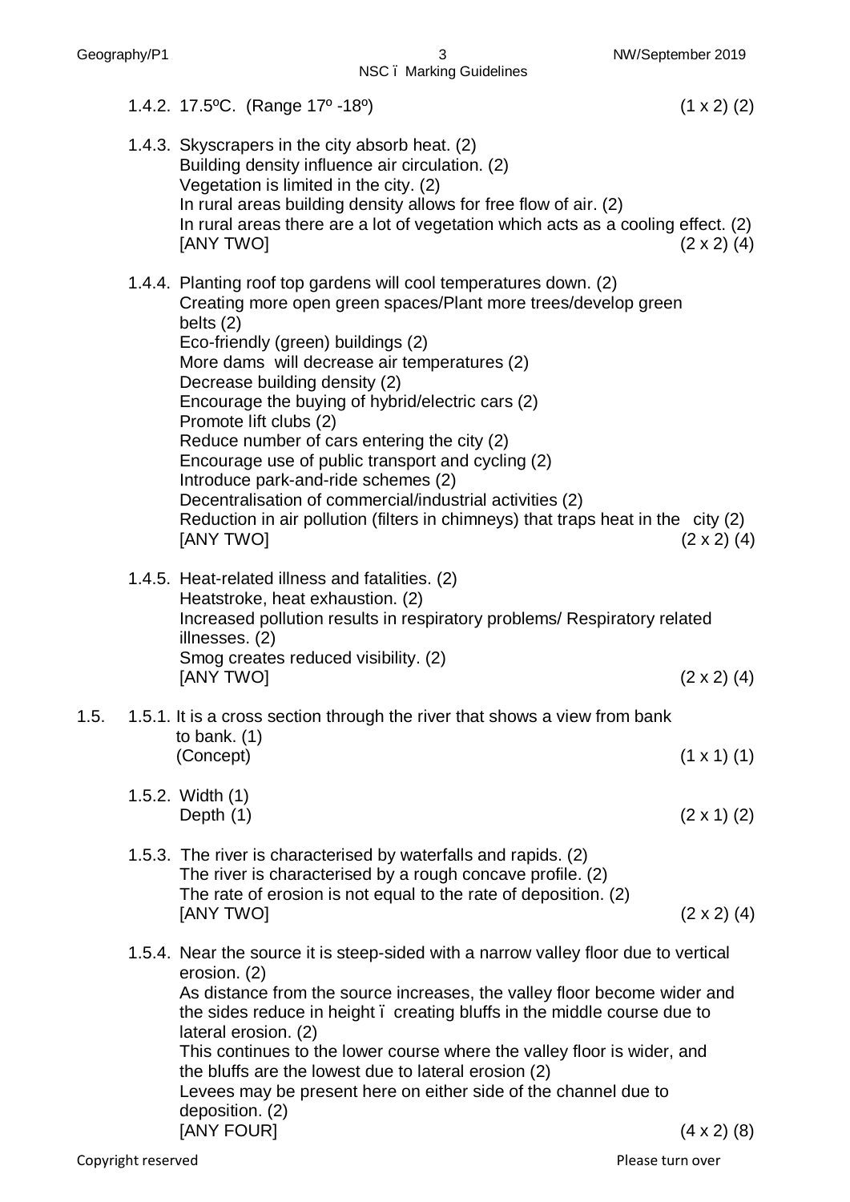1.4.2. 17.5ºC. (Range 17º -18º) (1 x 2) (2)

1.4.3. Skyscrapers in the city absorb heat. (2)
Building density influence air circulation. (2)
Vegetation is limited in the city. (2)
In rural areas building density allows for free flow of air. (2)
In rural areas there are a lot of vegetation which acts as a cooling effect. (2)
[ANY TWO] (2 x 2) (4)

1.4.4. Planting roof top gardens will cool temperatures down. (2)
Creating more open green spaces/Plant more trees/develop green belts (2)
Eco-friendly (green) buildings (2)
More dams will decrease air temperatures (2)
Decrease building density (2)
Encourage the buying of hybrid/electric cars (2)
Promote lift clubs (2)
Reduce number of cars entering the city (2)
Encourage use of public transport and cycling (2)
Introduce park-and-ride schemes (2)
Decentralisation of commercial/industrial activities (2)
Reduction in air pollution (filters in chimneys) that traps heat in the city (2)
[ANY TWO] (2 x 2) (4)

1.4.5. Heat-related illness and fatalities. (2)
Heatstroke, heat exhaustion. (2)
Increased pollution results in respiratory problems/ Respiratory related illnesses. (2)
Smog creates reduced visibility. (2)
[ANY TWO] (2 x 2) (4)

1.5. 1.5.1. It is a cross section through the river that shows a view from bank to bank. (1)
(Concept) (1 x 1) (1)

1.5.2. Width (1)
Depth (1) (2 x 1) (2)

1.5.3. The river is characterised by waterfalls and rapids. (2)
The river is characterised by a rough concave profile. (2)
The rate of erosion is not equal to the rate of deposition. (2)
[ANY TWO] (2 x 2) (4)

1.5.4. Near the source it is steep-sided with a narrow valley floor due to vertical erosion. (2)
As distance from the source increases, the valley floor become wider and the sides reduce in height – creating bluffs in the middle course due to lateral erosion. (2)
This continues to the lower course where the valley floor is wider, and the bluffs are the lowest due to lateral erosion (2)
Levees may be present here on either side of the channel due to deposition. (2)
[ANY FOUR] (4 x 2) (8)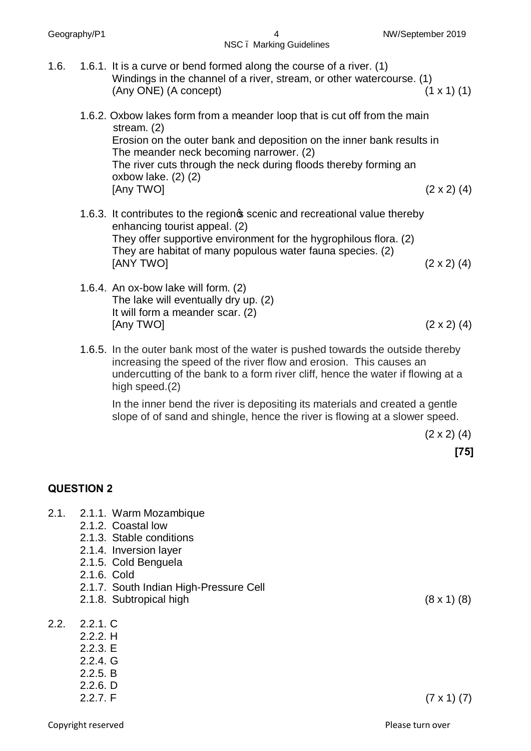1.6. 1.6.1. It is a curve or bend formed along the course of a river. (1)
Windings in the channel of a river, stream, or other watercourse. (1)
(Any ONE) (A concept) (1 x 1) (1)

1.6.2. Oxbow lakes form from a meander loop that is cut off from the main stream. (2)
Erosion on the outer bank and deposition on the inner bank results in The meander neck becoming narrower. (2)
The river cuts through the neck during floods thereby forming an oxbow lake. (2) (2)
[Any TWO] (2 x 2) (4)

1.6.3. It contributes to the region's scenic and recreational value thereby enhancing tourist appeal. (2)
They offer supportive environment for the hygrophilous flora. (2)
They are habitat of many populous water fauna species. (2)
[ANY TWO] (2 x 2) (4)

1.6.4. An ox-bow lake will form. (2)
The lake will eventually dry up. (2)
It will form a meander scar. (2)
[Any TWO] (2 x 2) (4)

1.6.5. In the outer bank most of the water is pushed towards the outside thereby increasing the speed of the river flow and erosion. This causes an undercutting of the bank to a form river cliff, hence the water if flowing at a high speed.(2)

In the inner bend the river is depositing its materials and created a gentle slope of of sand and shingle, hence the river is flowing at a slower speed.

(2 x 2) (4)

**[75]**

## QUESTION 2

2.1. 2.1.1. Warm Mozambique
2.1.2. Coastal low
2.1.3. Stable conditions
2.1.4. Inversion layer
2.1.5. Cold Benguela
2.1.6. Cold
2.1.7. South Indian High-Pressure Cell
2.1.8. Subtropical high (8 x 1) (8)

2.2. 2.2.1. C
2.2.2. H
2.2.3. E
2.2.4. G
2.2.5. B
2.2.6. D
2.2.7. F (7 x 1) (7)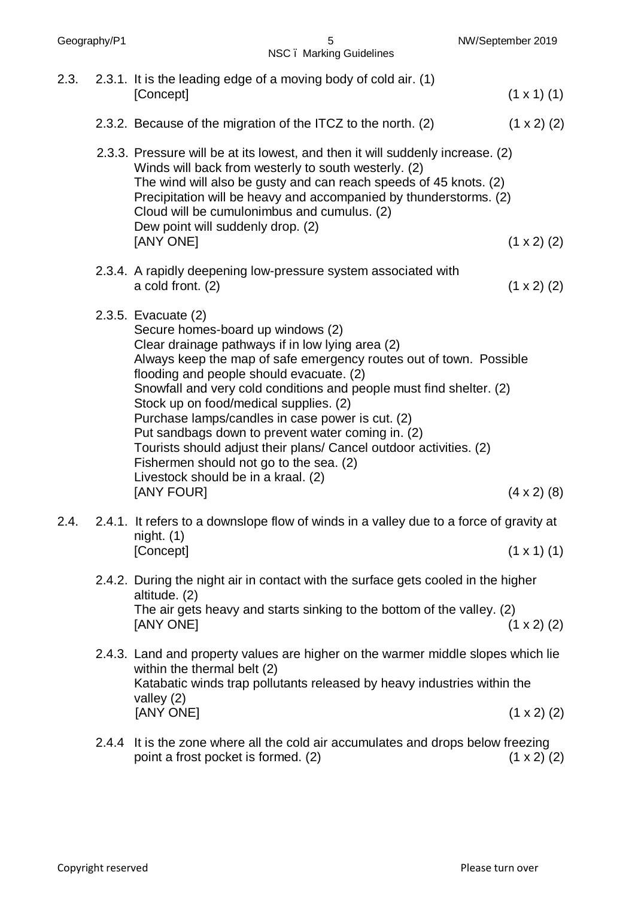2.3. 2.3.1. It is the leading edge of a moving body of cold air. (1)
[Concept] (1 x 1) (1)

2.3.2. Because of the migration of the ITCZ to the north. (2) (1 x 2) (2)

2.3.3. Pressure will be at its lowest, and then it will suddenly increase. (2)
Winds will back from westerly to south westerly. (2)
The wind will also be gusty and can reach speeds of 45 knots. (2)
Precipitation will be heavy and accompanied by thunderstorms. (2)
Cloud will be cumulonimbus and cumulus. (2)
Dew point will suddenly drop. (2)
[ANY ONE] (1 x 2) (2)

2.3.4. A rapidly deepening low-pressure system associated with a cold front. (2) (1 x 2) (2)

2.3.5. Evacuate (2)
Secure homes-board up windows (2)
Clear drainage pathways if in low lying area (2)
Always keep the map of safe emergency routes out of town. Possible flooding and people should evacuate. (2)
Snowfall and very cold conditions and people must find shelter. (2)
Stock up on food/medical supplies. (2)
Purchase lamps/candles in case power is cut. (2)
Put sandbags down to prevent water coming in. (2)
Tourists should adjust their plans/ Cancel outdoor activities. (2)
Fishermen should not go to the sea. (2)
Livestock should be in a kraal. (2)
[ANY FOUR] (4 x 2) (8)

2.4. 2.4.1. It refers to a downslope flow of winds in a valley due to a force of gravity at night. (1)
[Concept] (1 x 1) (1)

2.4.2. During the night air in contact with the surface gets cooled in the higher altitude. (2)
The air gets heavy and starts sinking to the bottom of the valley. (2)
[ANY ONE] (1 x 2) (2)

2.4.3. Land and property values are higher on the warmer middle slopes which lie within the thermal belt (2)
Katabatic winds trap pollutants released by heavy industries within the valley (2)
[ANY ONE] (1 x 2) (2)

2.4.4 It is the zone where all the cold air accumulates and drops below freezing point a frost pocket is formed. (2) (1 x 2) (2)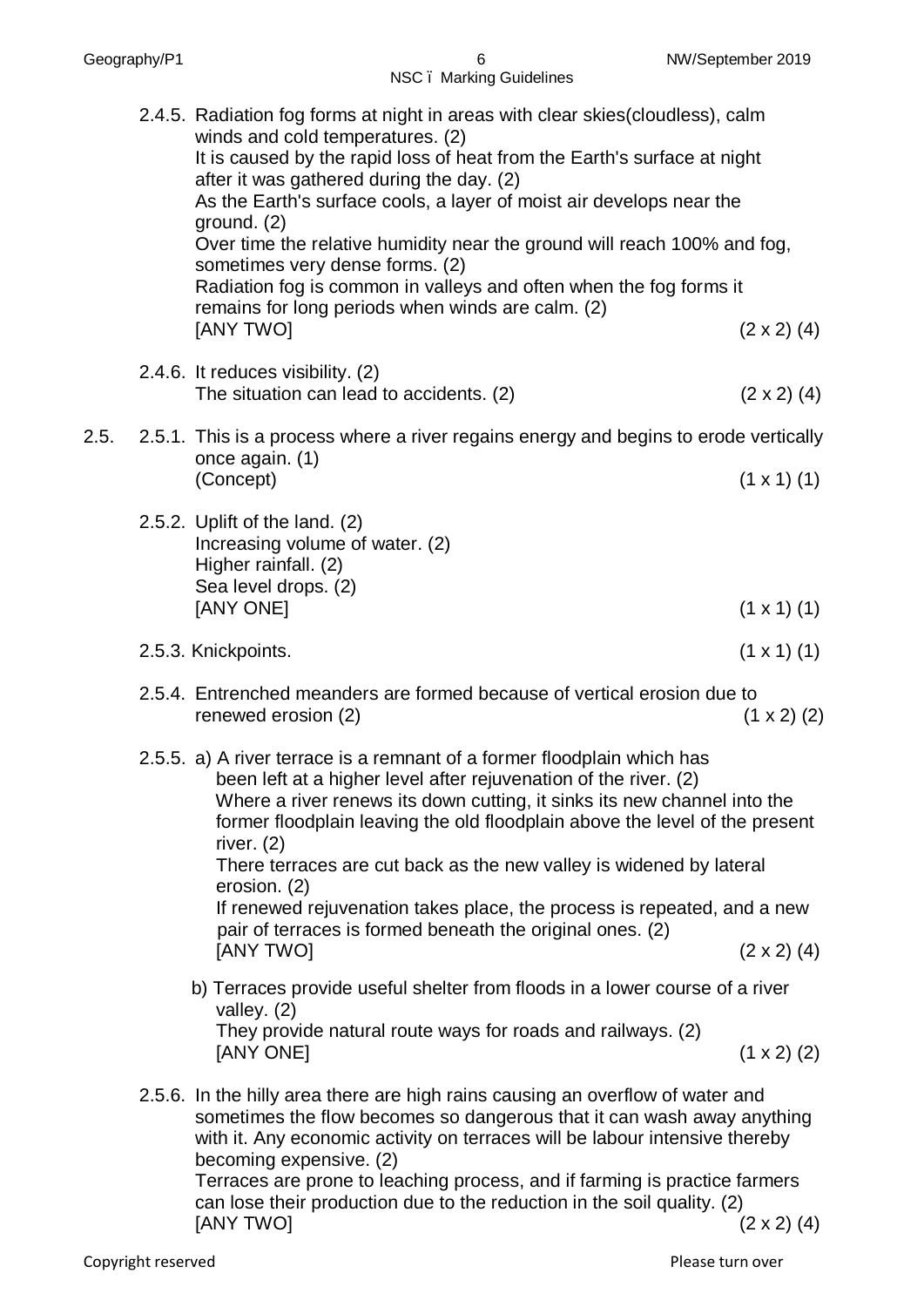2.4.5. Radiation fog forms at night in areas with clear skies(cloudless), calm winds and cold temperatures. (2)
It is caused by the rapid loss of heat from the Earth's surface at night after it was gathered during the day. (2)
As the Earth's surface cools, a layer of moist air develops near the ground. (2)
Over time the relative humidity near the ground will reach 100% and fog, sometimes very dense forms. (2)
Radiation fog is common in valleys and often when the fog forms it remains for long periods when winds are calm. (2)
[ANY TWO] (2 x 2) (4)

2.4.6. It reduces visibility. (2)
The situation can lead to accidents. (2) (2 x 2) (4)

2.5. 2.5.1. This is a process where a river regains energy and begins to erode vertically once again. (1)
(Concept) (1 x 1) (1)

2.5.2. Uplift of the land. (2)
Increasing volume of water. (2)
Higher rainfall. (2)
Sea level drops. (2)
[ANY ONE] (1 x 1) (1)

2.5.3. Knickpoints. (1 x 1) (1)

2.5.4. Entrenched meanders are formed because of vertical erosion due to renewed erosion (2) (1 x 2) (2)

2.5.5. a) A river terrace is a remnant of a former floodplain which has been left at a higher level after rejuvenation of the river. (2)
Where a river renews its down cutting, it sinks its new channel into the former floodplain leaving the old floodplain above the level of the present river. (2)
There terraces are cut back as the new valley is widened by lateral erosion. (2)
If renewed rejuvenation takes place, the process is repeated, and a new pair of terraces is formed beneath the original ones. (2)
[ANY TWO] (2 x 2) (4)

b) Terraces provide useful shelter from floods in a lower course of a river valley. (2)
They provide natural route ways for roads and railways. (2)
[ANY ONE] (1 x 2) (2)

2.5.6. In the hilly area there are high rains causing an overflow of water and sometimes the flow becomes so dangerous that it can wash away anything with it. Any economic activity on terraces will be labour intensive thereby becoming expensive. (2)
Terraces are prone to leaching process, and if farming is practice farmers can lose their production due to the reduction in the soil quality. (2)
[ANY TWO] (2 x 2) (4)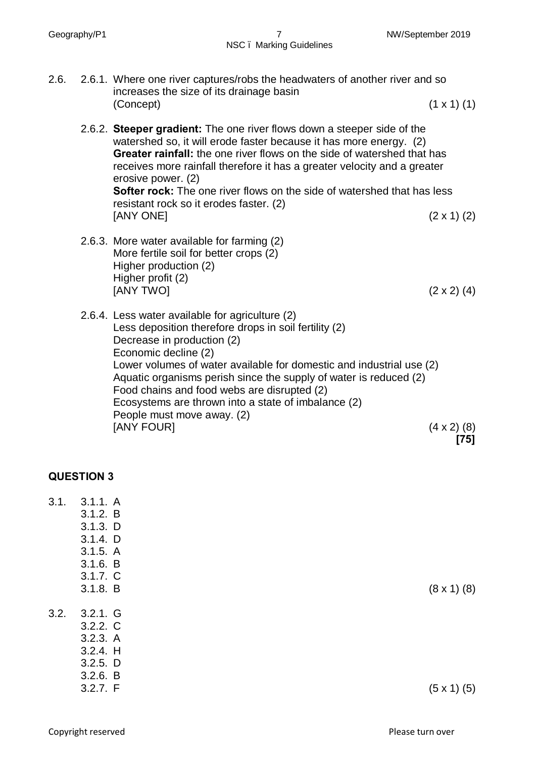2.6.

2.6.1. Where one river captures/robs the headwaters of another river and so increases the size of its drainage basin
(Concept) (1 x 1) (1)

2.6.2. **Steeper gradient:** The one river flows down a steeper side of the watershed so, it will erode faster because it has more energy. (2)
**Greater rainfall:** the one river flows on the side of watershed that has receives more rainfall therefore it has a greater velocity and a greater erosive power. (2)
**Softer rock:** The one river flows on the side of watershed that has less resistant rock so it erodes faster. (2)
[ANY ONE] (2 x 1) (2)

2.6.3. More water available for farming (2)
More fertile soil for better crops (2)
Higher production (2)
Higher profit (2)
[ANY TWO] (2 x 2) (4)

2.6.4. Less water available for agriculture (2)
Less deposition therefore drops in soil fertility (2)
Decrease in production (2)
Economic decline (2)
Lower volumes of water available for domestic and industrial use (2)
Aquatic organisms perish since the supply of water is reduced (2)
Food chains and food webs are disrupted (2)
Ecosystems are thrown into a state of imbalance (2)
People must move away. (2)
[ANY FOUR] (4 x 2) (8)
**[75]**

## QUESTION 3

3.1.

3.1.1. A
3.1.2. B
3.1.3. D
3.1.4. D
3.1.5. A
3.1.6. B
3.1.7. C
3.1.8. B (8 x 1) (8)

3.2.

3.2.1. G
3.2.2. C
3.2.3. A
3.2.4. H
3.2.5. D
3.2.6. B
3.2.7. F (5 x 1) (5)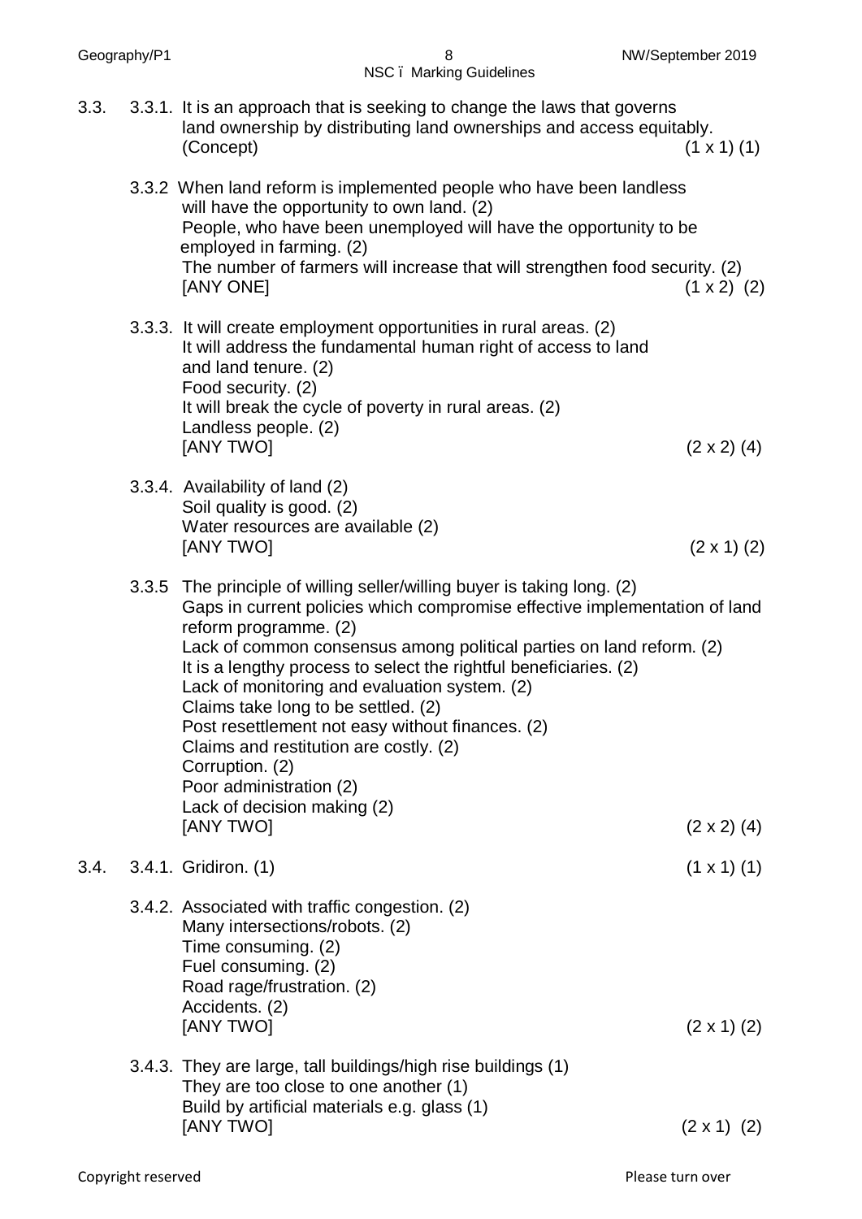3.3. 3.3.1. It is an approach that is seeking to change the laws that governs land ownership by distributing land ownerships and access equitably. (Concept) (1 x 1) (1)

3.3.2 When land reform is implemented people who have been landless will have the opportunity to own land. (2)
People, who have been unemployed will have the opportunity to be employed in farming. (2)
The number of farmers will increase that will strengthen food security. (2)
[ANY ONE] (1 x 2) (2)

3.3.3. It will create employment opportunities in rural areas. (2)
It will address the fundamental human right of access to land and land tenure. (2)
Food security. (2)
It will break the cycle of poverty in rural areas. (2)
Landless people. (2)
[ANY TWO] (2 x 2) (4)

3.3.4. Availability of land (2)
Soil quality is good. (2)
Water resources are available (2)
[ANY TWO] (2 x 1) (2)

3.3.5 The principle of willing seller/willing buyer is taking long. (2)
Gaps in current policies which compromise effective implementation of land reform programme. (2)
Lack of common consensus among political parties on land reform. (2)
It is a lengthy process to select the rightful beneficiaries. (2)
Lack of monitoring and evaluation system. (2)
Claims take long to be settled. (2)
Post resettlement not easy without finances. (2)
Claims and restitution are costly. (2)
Corruption. (2)
Poor administration (2)
Lack of decision making (2)
[ANY TWO] (2 x 2) (4)

3.4. 3.4.1. Gridiron. (1) (1 x 1) (1)

3.4.2. Associated with traffic congestion. (2)
Many intersections/robots. (2)
Time consuming. (2)
Fuel consuming. (2)
Road rage/frustration. (2)
Accidents. (2)
[ANY TWO] (2 x 1) (2)

3.4.3. They are large, tall buildings/high rise buildings (1)
They are too close to one another (1)
Build by artificial materials e.g. glass (1)
[ANY TWO] (2 x 1) (2)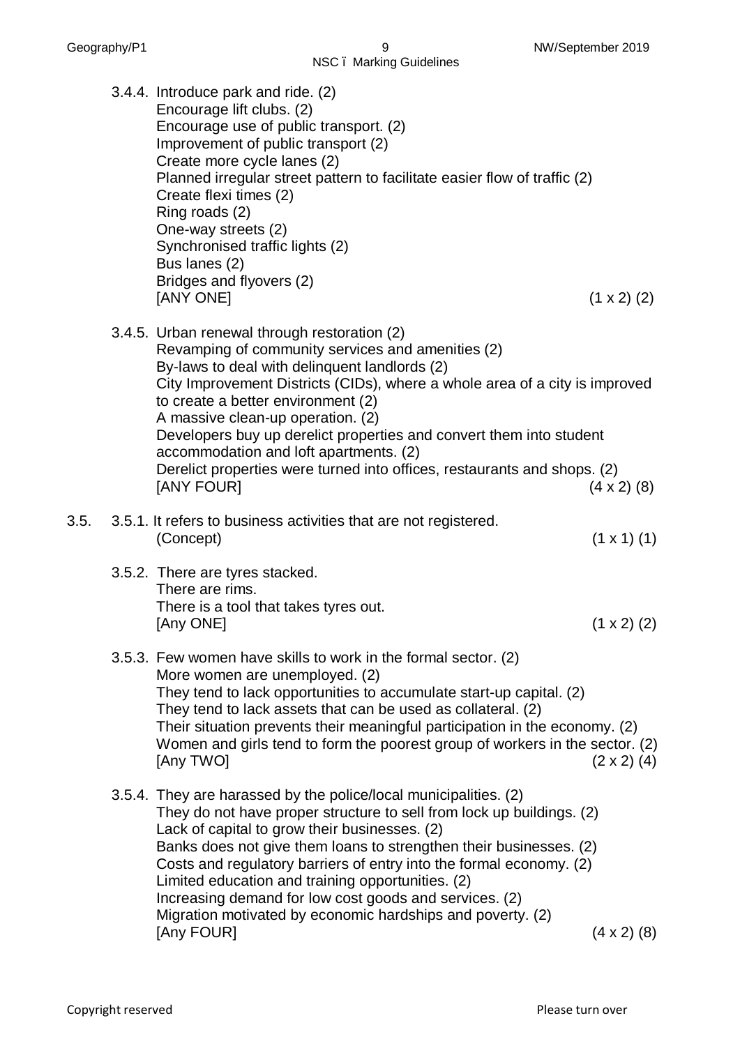3.4.4. Introduce park and ride. (2)
Encourage lift clubs. (2)
Encourage use of public transport. (2)
Improvement of public transport (2)
Create more cycle lanes (2)
Planned irregular street pattern to facilitate easier flow of traffic (2)
Create flexi times (2)
Ring roads (2)
One-way streets (2)
Synchronised traffic lights (2)
Bus lanes (2)
Bridges and flyovers (2)
[ANY ONE] (1 x 2) (2)

3.4.5. Urban renewal through restoration (2)
Revamping of community services and amenities (2)
By-laws to deal with delinquent landlords (2)
City Improvement Districts (CIDs), where a whole area of a city is improved to create a better environment (2)
A massive clean-up operation. (2)
Developers buy up derelict properties and convert them into student accommodation and loft apartments. (2)
Derelict properties were turned into offices, restaurants and shops. (2)
[ANY FOUR] (4 x 2) (8)

3.5. 3.5.1. It refers to business activities that are not registered.
(Concept) (1 x 1) (1)

3.5.2. There are tyres stacked.
There are rims.
There is a tool that takes tyres out.
[Any ONE] (1 x 2) (2)

3.5.3. Few women have skills to work in the formal sector. (2)
More women are unemployed. (2)
They tend to lack opportunities to accumulate start-up capital. (2)
They tend to lack assets that can be used as collateral. (2)
Their situation prevents their meaningful participation in the economy. (2)
Women and girls tend to form the poorest group of workers in the sector. (2)
[Any TWO] (2 x 2) (4)

3.5.4. They are harassed by the police/local municipalities. (2)
They do not have proper structure to sell from lock up buildings. (2)
Lack of capital to grow their businesses. (2)
Banks does not give them loans to strengthen their businesses. (2)
Costs and regulatory barriers of entry into the formal economy. (2)
Limited education and training opportunities. (2)
Increasing demand for low cost goods and services. (2)
Migration motivated by economic hardships and poverty. (2)
[Any FOUR] (4 x 2) (8)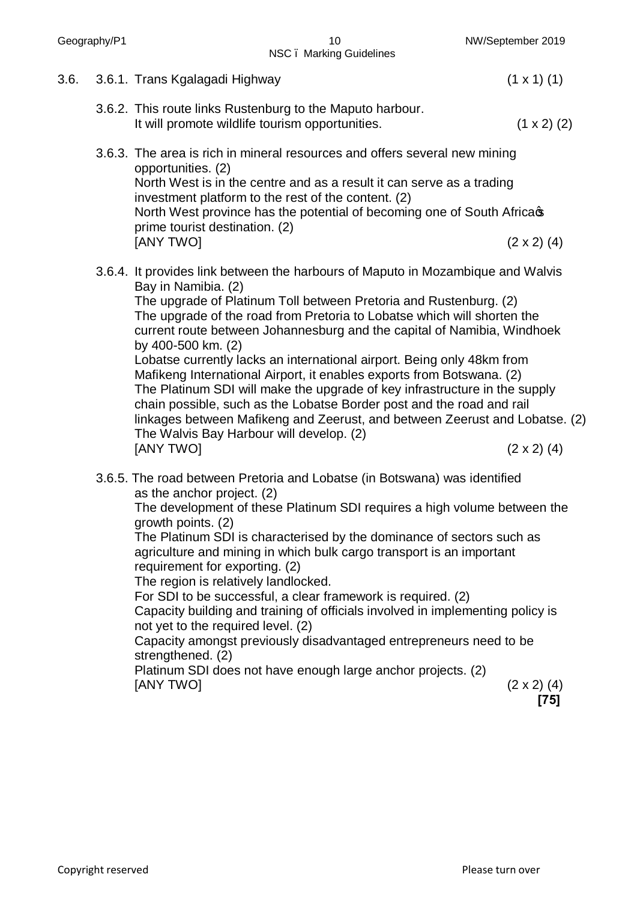3.6. 3.6.1. Trans Kgalagadi Highway (1 x 1) (1)

3.6.2. This route links Rustenburg to the Maputo harbour.
It will promote wildlife tourism opportunities. (1 x 2) (2)

3.6.3. The area is rich in mineral resources and offers several new mining opportunities. (2)
North West is in the centre and as a result it can serve as a trading investment platform to the rest of the content. (2)
North West province has the potential of becoming one of South Africa's prime tourist destination. (2)
[ANY TWO] (2 x 2) (4)

3.6.4. It provides link between the harbours of Maputo in Mozambique and Walvis Bay in Namibia. (2)
The upgrade of Platinum Toll between Pretoria and Rustenburg. (2)
The upgrade of the road from Pretoria to Lobatse which will shorten the current route between Johannesburg and the capital of Namibia, Windhoek by 400-500 km. (2)
Lobatse currently lacks an international airport. Being only 48km from Mafikeng International Airport, it enables exports from Botswana. (2)
The Platinum SDI will make the upgrade of key infrastructure in the supply chain possible, such as the Lobatse Border post and the road and rail linkages between Mafikeng and Zeerust, and between Zeerust and Lobatse. (2)
The Walvis Bay Harbour will develop. (2)
[ANY TWO] (2 x 2) (4)

3.6.5. The road between Pretoria and Lobatse (in Botswana) was identified as the anchor project. (2)
The development of these Platinum SDI requires a high volume between the growth points. (2)
The Platinum SDI is characterised by the dominance of sectors such as agriculture and mining in which bulk cargo transport is an important requirement for exporting. (2)
The region is relatively landlocked.
For SDI to be successful, a clear framework is required. (2)
Capacity building and training of officials involved in implementing policy is not yet to the required level. (2)
Capacity amongst previously disadvantaged entrepreneurs need to be strengthened. (2)
Platinum SDI does not have enough large anchor projects. (2)
[ANY TWO] (2 x 2) (4)

**[75]**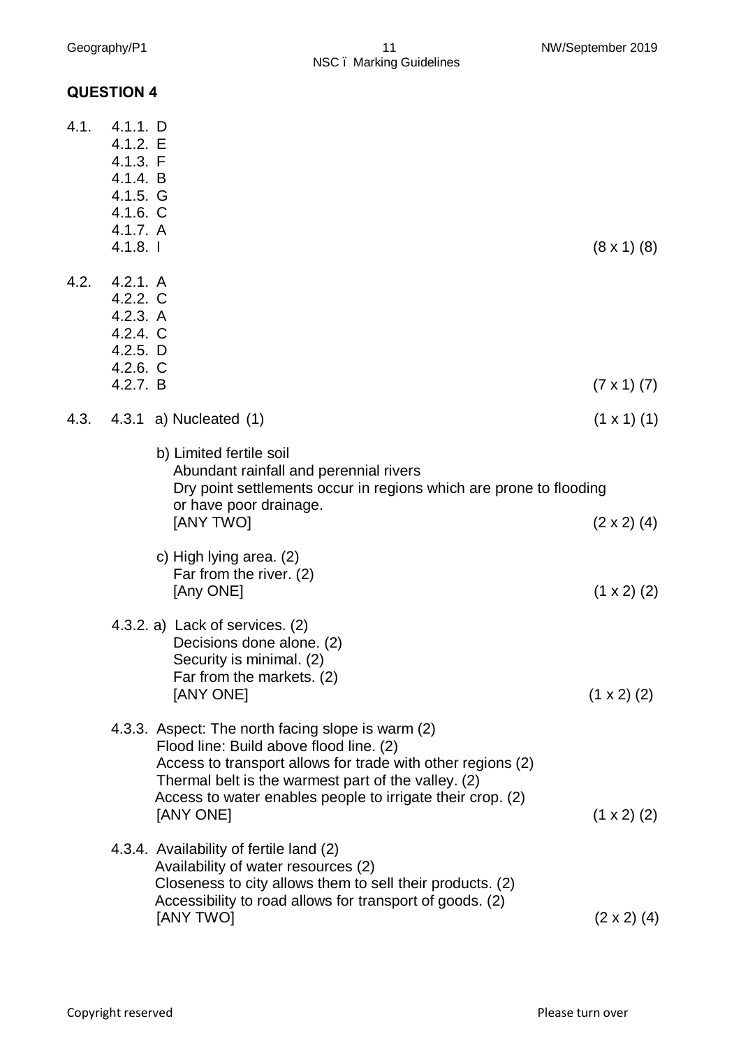## QUESTION 4

4.1.
- 4.1.1. D
- 4.1.2. E
- 4.1.3. F
- 4.1.4. B
- 4.1.5. G
- 4.1.6. C
- 4.1.7. A
- 4.1.8. I (8 x 1) (8)

4.2.
- 4.2.1. A
- 4.2.2. C
- 4.2.3. A
- 4.2.4. C
- 4.2.5. D
- 4.2.6. C
- 4.2.7. B (7 x 1) (7)

4.3. 4.3.1 a) Nucleated (1) (1 x 1) (1)

b) Limited fertile soil
Abundant rainfall and perennial rivers
Dry point settlements occur in regions which are prone to flooding or have poor drainage.
[ANY TWO] (2 x 2) (4)

c) High lying area. (2)
Far from the river. (2)
[Any ONE] (1 x 2) (2)

4.3.2. a) Lack of services. (2)
Decisions done alone. (2)
Security is minimal. (2)
Far from the markets. (2)
[ANY ONE] (1 x 2) (2)

4.3.3. Aspect: The north facing slope is warm (2)
Flood line: Build above flood line. (2)
Access to transport allows for trade with other regions (2)
Thermal belt is the warmest part of the valley. (2)
Access to water enables people to irrigate their crop. (2)
[ANY ONE] (1 x 2) (2)

4.3.4. Availability of fertile land (2)
Availability of water resources (2)
Closeness to city allows them to sell their products. (2)
Accessibility to road allows for transport of goods. (2)
[ANY TWO] (2 x 2) (4)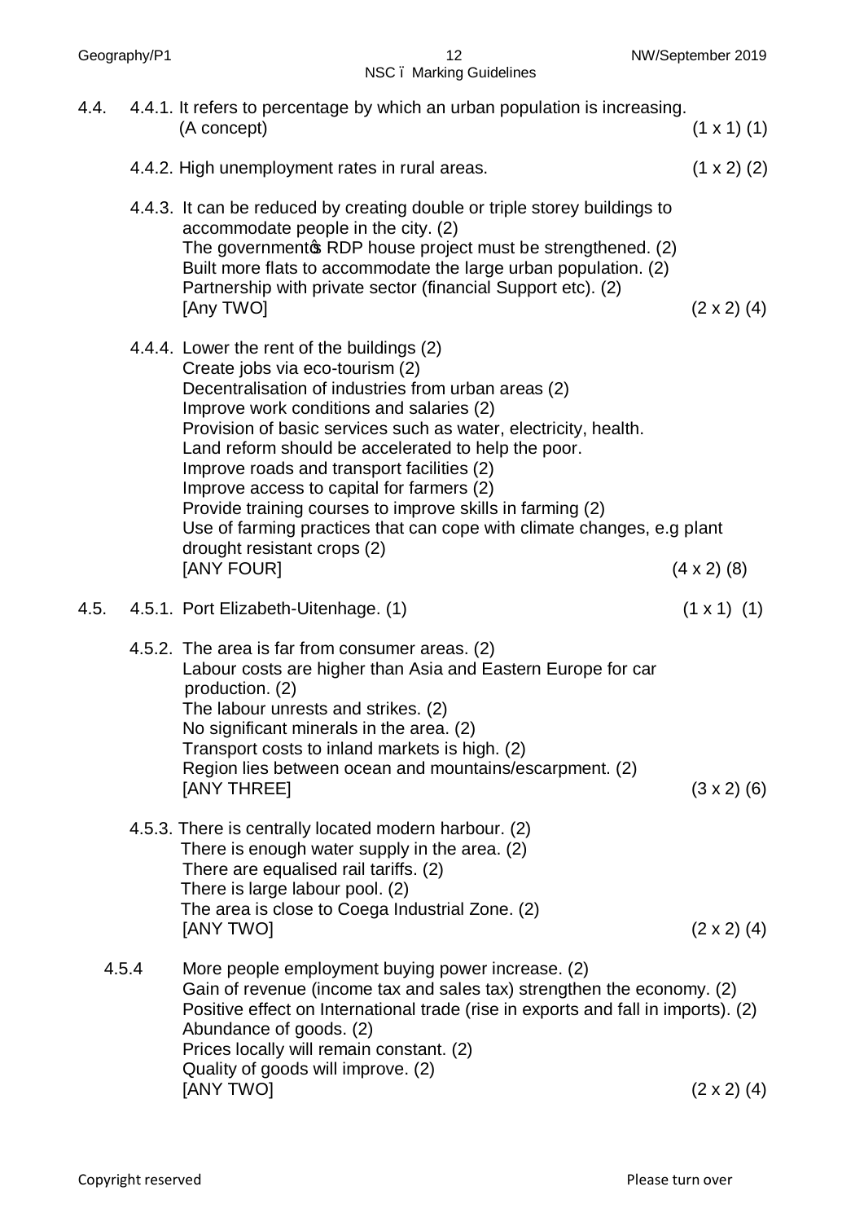4.4. 4.4.1. It refers to percentage by which an urban population is increasing. (A concept) (1 x 1) (1)

4.4.2. High unemployment rates in rural areas. (1 x 2) (2)

4.4.3. It can be reduced by creating double or triple storey buildings to accommodate people in the city. (2)
The government's RDP house project must be strengthened. (2)
Built more flats to accommodate the large urban population. (2)
Partnership with private sector (financial Support etc). (2)
[Any TWO] (2 x 2) (4)

4.4.4. Lower the rent of the buildings (2)
Create jobs via eco-tourism (2)
Decentralisation of industries from urban areas (2)
Improve work conditions and salaries (2)
Provision of basic services such as water, electricity, health.
Land reform should be accelerated to help the poor.
Improve roads and transport facilities (2)
Improve access to capital for farmers (2)
Provide training courses to improve skills in farming (2)
Use of farming practices that can cope with climate changes, e.g plant drought resistant crops (2)
[ANY FOUR] (4 x 2) (8)

4.5. 4.5.1. Port Elizabeth-Uitenhage. (1) (1 x 1) (1)

4.5.2. The area is far from consumer areas. (2)
Labour costs are higher than Asia and Eastern Europe for car production. (2)
The labour unrests and strikes. (2)
No significant minerals in the area. (2)
Transport costs to inland markets is high. (2)
Region lies between ocean and mountains/escarpment. (2)
[ANY THREE] (3 x 2) (6)

4.5.3. There is centrally located modern harbour. (2)
There is enough water supply in the area. (2)
There are equalised rail tariffs. (2)
There is large labour pool. (2)
The area is close to Coega Industrial Zone. (2)
[ANY TWO] (2 x 2) (4)

4.5.4 More people employment buying power increase. (2)
Gain of revenue (income tax and sales tax) strengthen the economy. (2)
Positive effect on International trade (rise in exports and fall in imports). (2)
Abundance of goods. (2)
Prices locally will remain constant. (2)
Quality of goods will improve. (2)
[ANY TWO] (2 x 2) (4)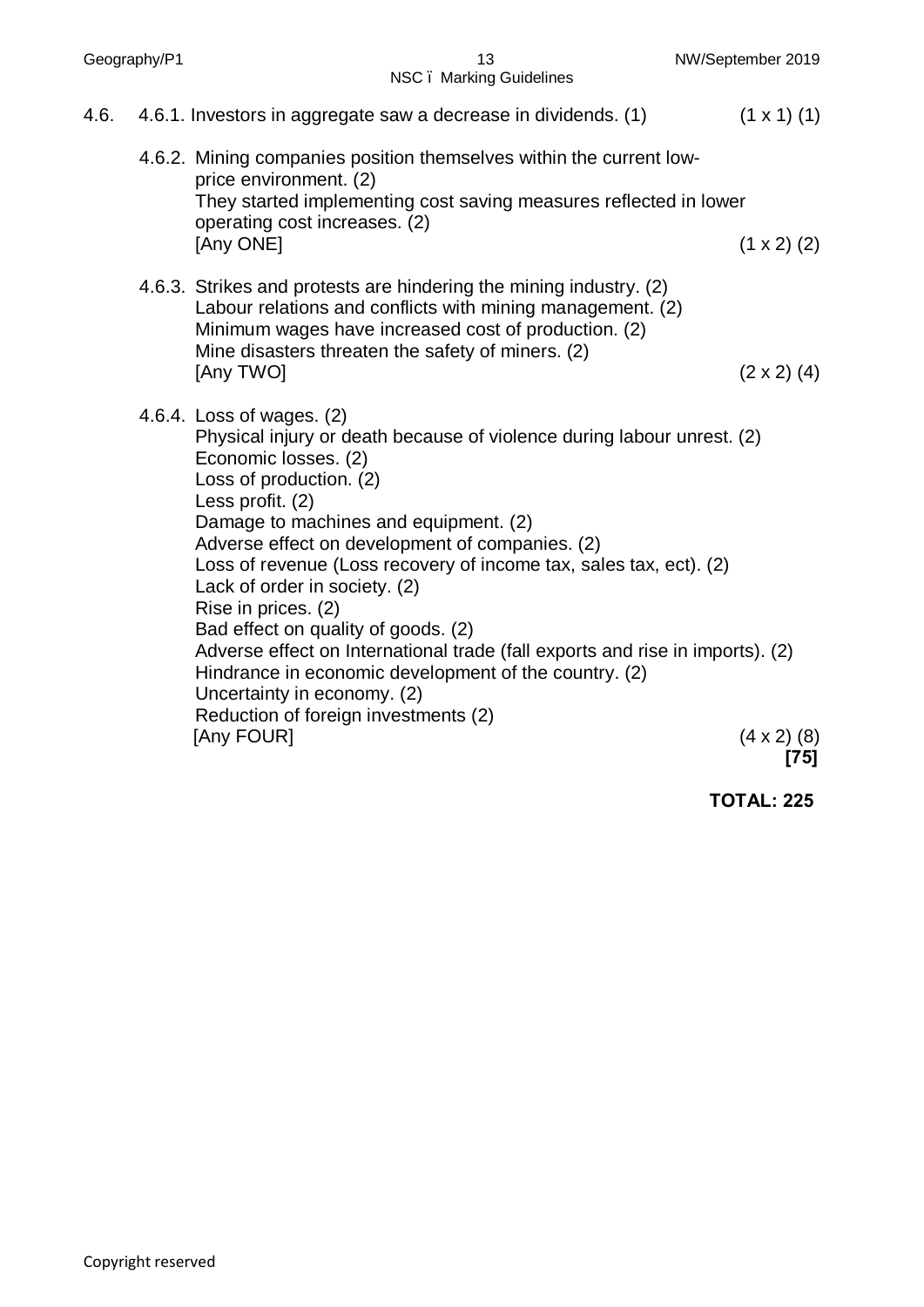4.6. 4.6.1. Investors in aggregate saw a decrease in dividends. (1) (1 x 1) (1)

4.6.2. Mining companies position themselves within the current low-price environment. (2)
They started implementing cost saving measures reflected in lower operating cost increases. (2)
[Any ONE] (1 x 2) (2)

4.6.3. Strikes and protests are hindering the mining industry. (2)
Labour relations and conflicts with mining management. (2)
Minimum wages have increased cost of production. (2)
Mine disasters threaten the safety of miners. (2)
[Any TWO] (2 x 2) (4)

4.6.4. Loss of wages. (2)
Physical injury or death because of violence during labour unrest. (2)
Economic losses. (2)
Loss of production. (2)
Less profit. (2)
Damage to machines and equipment. (2)
Adverse effect on development of companies. (2)
Loss of revenue (Loss recovery of income tax, sales tax, ect). (2)
Lack of order in society. (2)
Rise in prices. (2)
Bad effect on quality of goods. (2)
Adverse effect on International trade (fall exports and rise in imports). (2)
Hindrance in economic development of the country. (2)
Uncertainty in economy. (2)
Reduction of foreign investments (2)
[Any FOUR] (4 x 2) (8)

**[75]**

**TOTAL: 225**